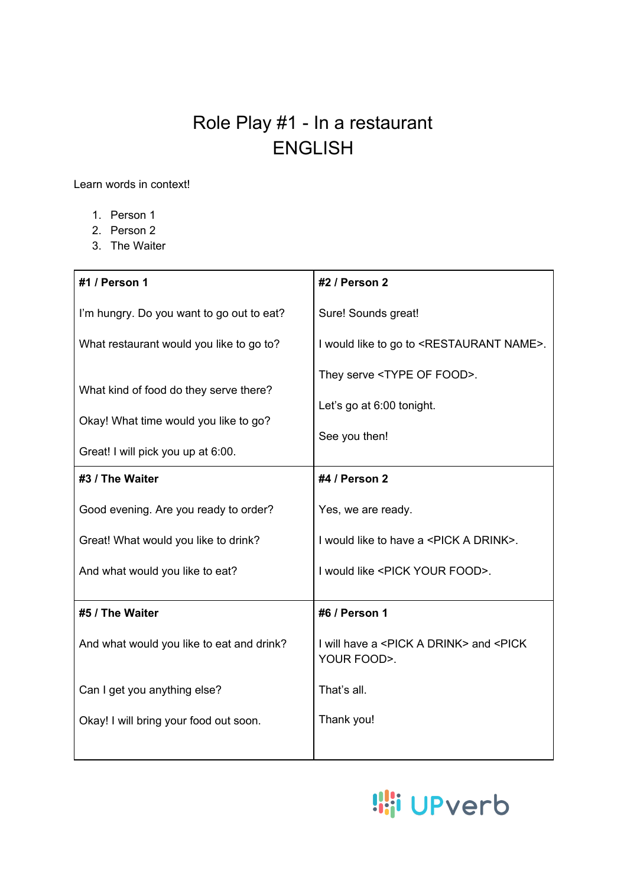# Role Play #1 - In a restaurant
# ENGLISH

Learn words in context!

1. Person 1
2. Person 2
3. The Waiter

| **#1 / Person 1** | **#2 / Person 2** |
| --- | --- |
| I'm hungry. Do you want to go out to eat?<br><br>What restaurant would you like to go to?<br><br>What kind of food do they serve there?<br><br>Okay! What time would you like to go?<br><br>Great! I will pick you up at 6:00. | Sure! Sounds great!<br><br>I would like to go to <RESTAURANT NAME>.<br><br>They serve <TYPE OF FOOD>.<br><br>Let's go at 6:00 tonight.<br><br>See you then! |
| **#3 / The Waiter**<br><br>Good evening. Are you ready to order?<br><br>Great! What would you like to drink?<br><br>And what would you like to eat? | **#4 / Person 2**<br><br>Yes, we are ready.<br><br>I would like to have a <PICK A DRINK>.<br><br>I would like <PICK YOUR FOOD>. |
| **#5 / The Waiter**<br><br>And what would you like to eat and drink?<br><br>Can I get you anything else?<br><br>Okay! I will bring your food out soon. | **#6 / Person 1**<br><br>I will have a <PICK A DRINK> and <PICK YOUR FOOD>.<br><br>That's all.<br><br>Thank you! |

UPverb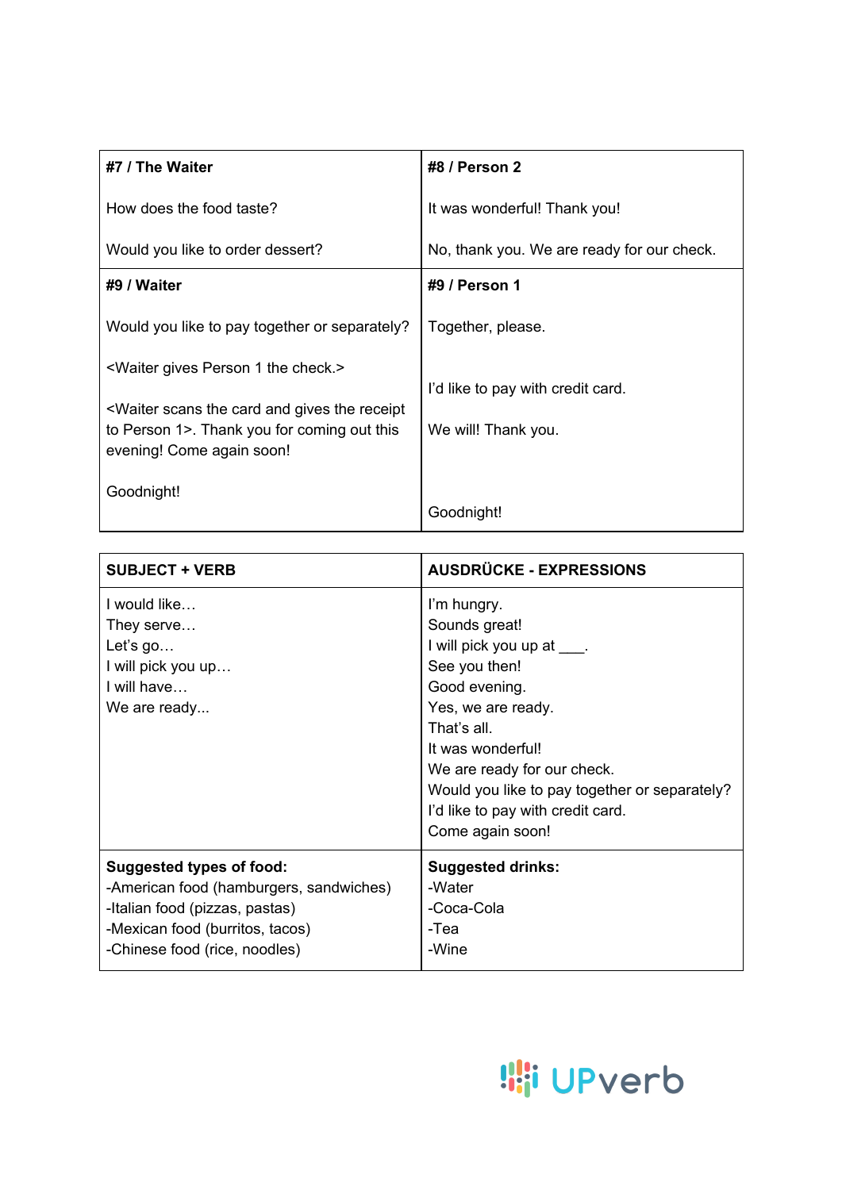| #7 / The Waiter | #8 / Person 2 |
| --- | --- |
| How does the food taste?<br><br>Would you like to order dessert? | It was wonderful! Thank you!<br><br>No, thank you. We are ready for our check. |
| **#9 / Waiter**<br><br>Would you like to pay together or separately?<br><br><Waiter gives Person 1 the check.><br><br><Waiter scans the card and gives the receipt to Person 1>. Thank you for coming out this evening! Come again soon!<br><br>Goodnight! | **#9 / Person 1**<br><br>Together, please.<br><br>I'd like to pay with credit card.<br><br>We will! Thank you.<br><br>Goodnight! |

| SUBJECT + VERB | AUSDRÜCKE - EXPRESSIONS |
| --- | --- |
| I would like…<br>They serve…<br>Let's go…<br>I will pick you up…<br>I will have…<br>We are ready... | I'm hungry.<br>Sounds great!<br>I will pick you up at ___.<br>See you then!<br>Good evening.<br>Yes, we are ready.<br>That's all.<br>It was wonderful!<br>We are ready for our check.<br>Would you like to pay together or separately?<br>I'd like to pay with credit card.<br>Come again soon! |
| **Suggested types of food:**<br>-American food (hamburgers, sandwiches)<br>-Italian food (pizzas, pastas)<br>-Mexican food (burritos, tacos)<br>-Chinese food (rice, noodles) | **Suggested drinks:**<br>-Water<br>-Coca-Cola<br>-Tea<br>-Wine |

UPverb